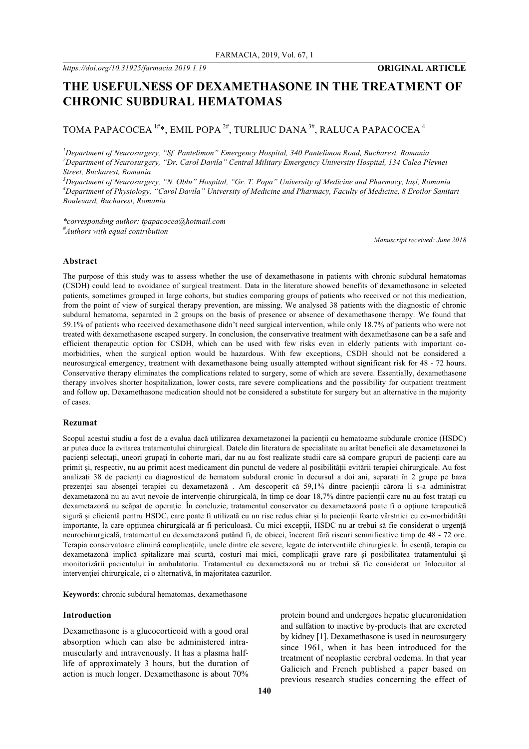https://doi.org/10.31925/farmacia.2019.1.19

**ORIGINAL ARTICLE**

# THE USEFULNESS OF DEXAMETHASONE IN THE TREATMENT OF CHRONIC SUBDURAL HEMATOMAS

TOMA PAPACOCEA [1#]*, EMIL POPA [2#], TURLIUC DANA [3#], RALUCA PAPACOCEA [4]

[1]*Department of Neurosurgery, "Sf. Pantelimon" Emergency Hospital, 340 Pantelimon Road, Bucharest, Romania*
[2]*Department of Neurosurgery, "Dr. Carol Davila" Central Military Emergency University Hospital, 134 Calea Plevnei Street, Bucharest, Romania*
[3]*Department of Neurosurgery, "N. Oblu" Hospital, "Gr. T. Popa" University of Medicine and Pharmacy, Iași, Romania*
[4]*Department of Physiology, "Carol Davila" University of Medicine and Pharmacy, Faculty of Medicine, 8 Eroilor Sanitari Boulevard, Bucharest, Romania*

*\*corresponding author: tpapacocea@hotmail.com*
*[#]Authors with equal contribution*

*Manuscript received: June 2018*

### Abstract

The purpose of this study was to assess whether the use of dexamethasone in patients with chronic subdural hematomas (CSDH) could lead to avoidance of surgical treatment. Data in the literature showed benefits of dexamethasone in selected patients, sometimes grouped in large cohorts, but studies comparing groups of patients who received or not this medication, from the point of view of surgical therapy prevention, are missing. We analysed 38 patients with the diagnostic of chronic subdural hematoma, separated in 2 groups on the basis of presence or absence of dexamethasone therapy. We found that 59.1% of patients who received dexamethasone didn't need surgical intervention, while only 18.7% of patients who were not treated with dexamethasone escaped surgery. In conclusion, the conservative treatment with dexamethasone can be a safe and efficient therapeutic option for CSDH, which can be used with few risks even in elderly patients with important co-morbidities, when the surgical option would be hazardous. With few exceptions, CSDH should not be considered a neurosurgical emergency, treatment with dexamethasone being usually attempted without significant risk for 48 - 72 hours. Conservative therapy eliminates the complications related to surgery, some of which are severe. Essentially, dexamethasone therapy involves shorter hospitalization, lower costs, rare severe complications and the possibility for outpatient treatment and follow up. Dexamethasone medication should not be considered a substitute for surgery but an alternative in the majority of cases.

### Rezumat

Scopul acestui studiu a fost de a evalua dacă utilizarea dexametazonei la pacienții cu hematoame subdurale cronice (HSDC) ar putea duce la evitarea tratamentului chirurgical. Datele din literatura de specialitate au arătat beneficii ale dexametazonei la pacienți selectați, uneori grupați în cohorte mari, dar nu au fost realizate studii care să compare grupuri de pacienți care au primit și, respectiv, nu au primit acest medicament din punctul de vedere al posibilității evitării terapiei chirurgicale. Au fost analizați 38 de pacienți cu diagnosticul de hematom subdural cronic în decursul a doi ani, separați în 2 grupe pe baza prezenței sau absenței terapiei cu dexametazonă . Am descoperit că 59,1% dintre pacienții cărora li s-a administrat dexametazonă nu au avut nevoie de intervenție chirurgicală, în timp ce doar 18,7% dintre pacienții care nu au fost tratați cu dexametazonă au scăpat de operație. În concluzie, tratamentul conservator cu dexametazonă poate fi o opțiune terapeutică sigură și eficientă pentru HSDC, care poate fi utilizată cu un risc redus chiar și la pacienții foarte vârstnici cu co-morbidități importante, la care opțiunea chirurgicală ar fi periculoasă. Cu mici excepții, HSDC nu ar trebui să fie considerat o urgență neurochirurgicală, tratamentul cu dexametazonă putând fi, de obicei, încercat fără riscuri semnificative timp de 48 - 72 ore. Terapia conservatoare elimină complicațiile, unele dintre ele severe, legate de intervențiile chirurgicale. În esență, terapia cu dexametazonă implică spitalizare mai scurtă, costuri mai mici, complicații grave rare și posibilitatea tratamentului și monitorizării pacientului în ambulatoriu. Tratamentul cu dexametazonă nu ar trebui să fie considerat un înlocuitor al intervenției chirurgicale, ci o alternativă, în majoritatea cazurilor.

**Keywords**: chronic subdural hematomas, dexamethasone

### Introduction

Dexamethasone is a glucocorticoid with a good oral absorption which can also be administered intramuscularly and intravenously. It has a plasma half-life of approximately 3 hours, but the duration of action is much longer. Dexamethasone is about 70% protein bound and undergoes hepatic glucuronidation and sulfation to inactive by-products that are excreted by kidney [1]. Dexamethasone is used in neurosurgery since 1961, when it has been introduced for the treatment of neoplastic cerebral oedema. In that year Galicich and French published a paper based on previous research studies concerning the effect of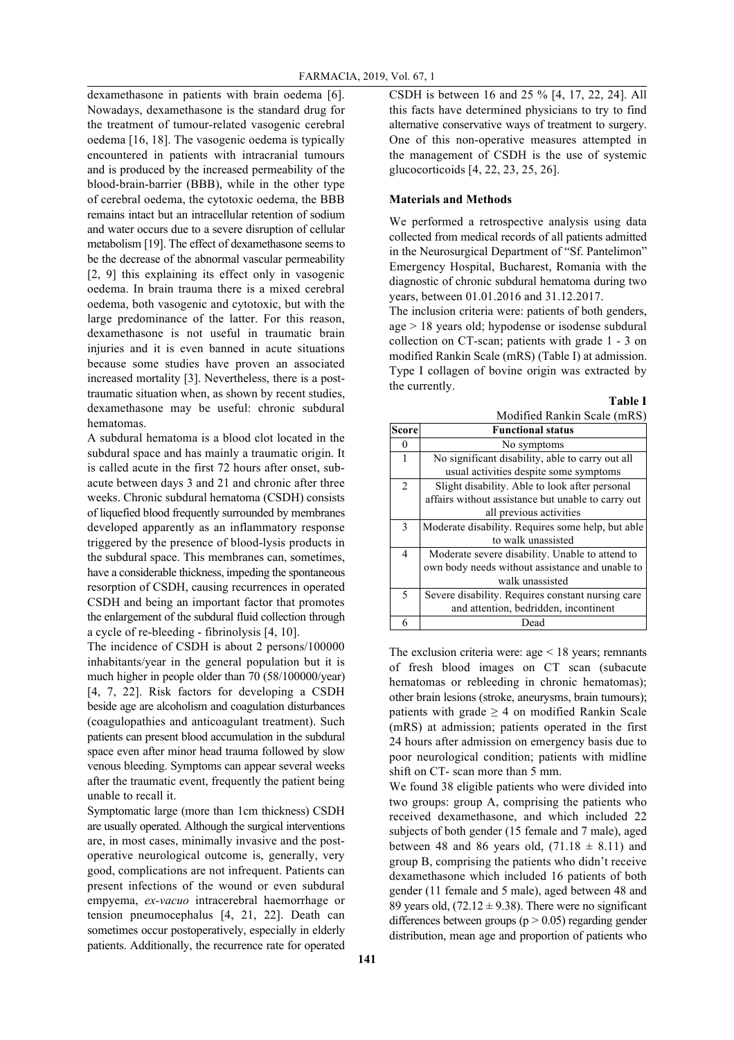dexamethasone in patients with brain oedema [6]. Nowadays, dexamethasone is the standard drug for the treatment of tumour-related vasogenic cerebral oedema [16, 18]. The vasogenic oedema is typically encountered in patients with intracranial tumours and is produced by the increased permeability of the blood-brain-barrier (BBB), while in the other type of cerebral oedema, the cytotoxic oedema, the BBB remains intact but an intracellular retention of sodium and water occurs due to a severe disruption of cellular metabolism [19]. The effect of dexamethasone seems to be the decrease of the abnormal vascular permeability [2, 9] this explaining its effect only in vasogenic oedema. In brain trauma there is a mixed cerebral oedema, both vasogenic and cytotoxic, but with the large predominance of the latter. For this reason, dexamethasone is not useful in traumatic brain injuries and it is even banned in acute situations because some studies have proven an associated increased mortality [3]. Nevertheless, there is a post-traumatic situation when, as shown by recent studies, dexamethasone may be useful: chronic subdural hematomas.

A subdural hematoma is a blood clot located in the subdural space and has mainly a traumatic origin. It is called acute in the first 72 hours after onset, sub-acute between days 3 and 21 and chronic after three weeks. Chronic subdural hematoma (CSDH) consists of liquefied blood frequently surrounded by membranes developed apparently as an inflammatory response triggered by the presence of blood-lysis products in the subdural space. This membranes can, sometimes, have a considerable thickness, impeding the spontaneous resorption of CSDH, causing recurrences in operated CSDH and being an important factor that promotes the enlargement of the subdural fluid collection through a cycle of re-bleeding - fibrinolysis [4, 10].

The incidence of CSDH is about 2 persons/100000 inhabitants/year in the general population but it is much higher in people older than 70 (58/100000/year) [4, 7, 22]. Risk factors for developing a CSDH beside age are alcoholism and coagulation disturbances (coagulopathies and anticoagulant treatment). Such patients can present blood accumulation in the subdural space even after minor head trauma followed by slow venous bleeding. Symptoms can appear several weeks after the traumatic event, frequently the patient being unable to recall it.

Symptomatic large (more than 1cm thickness) CSDH are usually operated. Although the surgical interventions are, in most cases, minimally invasive and the post-operative neurological outcome is, generally, very good, complications are not infrequent. Patients can present infections of the wound or even subdural empyema, *ex-vacuo* intracerebral haemorrhage or tension pneumocephalus [4, 21, 22]. Death can sometimes occur postoperatively, especially in elderly patients. Additionally, the recurrence rate for operated CSDH is between 16 and 25 % [4, 17, 22, 24]. All this facts have determined physicians to try to find alternative conservative ways of treatment to surgery. One of this non-operative measures attempted in the management of CSDH is the use of systemic glucocorticoids [4, 22, 23, 25, 26].

## Materials and Methods

We performed a retrospective analysis using data collected from medical records of all patients admitted in the Neurosurgical Department of "Sf. Pantelimon" Emergency Hospital, Bucharest, Romania with the diagnostic of chronic subdural hematoma during two years, between 01.01.2016 and 31.12.2017.

The inclusion criteria were: patients of both genders, age > 18 years old; hypodense or isodense subdural collection on CT-scan; patients with grade 1 - 3 on modified Rankin Scale (mRS) (Table I) at admission. Type I collagen of bovine origin was extracted by the currently.

**Table I**

Modified Rankin Scale (mRS)

| Score | Functional status |
|---|---|
| 0 | No symptoms |
| 1 | No significant disability, able to carry out all usual activities despite some symptoms |
| 2 | Slight disability. Able to look after personal affairs without assistance but unable to carry out all previous activities |
| 3 | Moderate disability. Requires some help, but able to walk unassisted |
| 4 | Moderate severe disability. Unable to attend to own body needs without assistance and unable to walk unassisted |
| 5 | Severe disability. Requires constant nursing care and attention, bedridden, incontinent |
| 6 | Dead |

The exclusion criteria were: age < 18 years; remnants of fresh blood images on CT scan (subacute hematomas or rebleeding in chronic hematomas); other brain lesions (stroke, aneurysms, brain tumours); patients with grade ≥ 4 on modified Rankin Scale (mRS) at admission; patients operated in the first 24 hours after admission on emergency basis due to poor neurological condition; patients with midline shift on CT- scan more than 5 mm.

We found 38 eligible patients who were divided into two groups: group A, comprising the patients who received dexamethasone, and which included 22 subjects of both gender (15 female and 7 male), aged between 48 and 86 years old, ($71.18 \pm 8.11$) and group B, comprising the patients who didn't receive dexamethasone which included 16 patients of both gender (11 female and 5 male), aged between 48 and 89 years old, ($72.12 \pm 9.38$). There were no significant differences between groups ($p > 0.05$) regarding gender distribution, mean age and proportion of patients who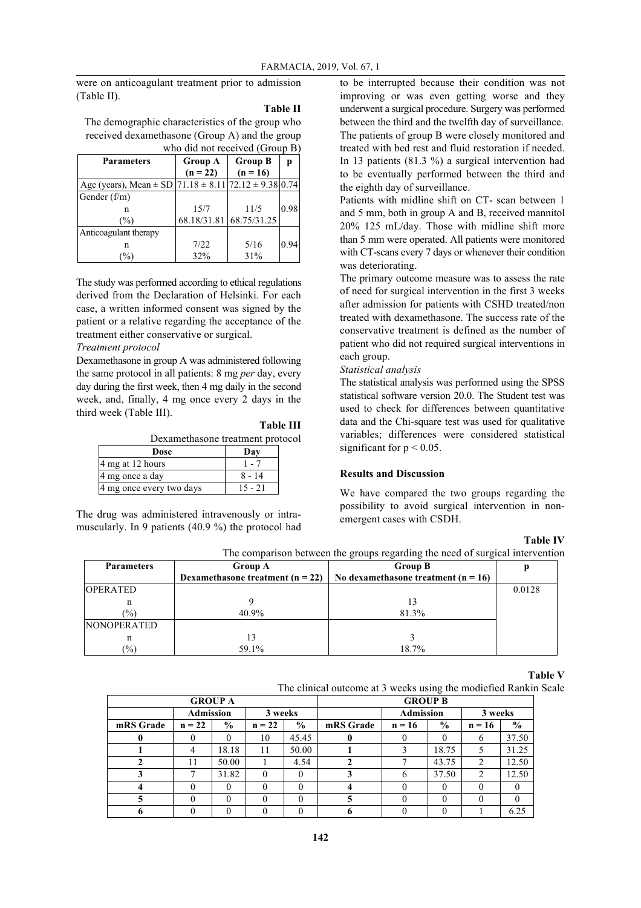were on anticoagulant treatment prior to admission (Table II).

**Table II**

The demographic characteristics of the group who received dexamethasone (Group A) and the group who did not received (Group B)

| Parameters | Group A (n = 22) | Group B (n = 16) | p |
|---|---|---|---|
| Age (years), Mean ± SD | 71.18 ± 8.11 | 72.12 ± 9.38 | 0.74 |
| Gender (f/m) | | | 0.98 |
| n | 15/7 | 11/5 | |
| (%) | 68.18/31.81 | 68.75/31.25 | |
| Anticoagulant therapy | | | 0.94 |
| n | 7/22 | 5/16 | |
| (%) | 32% | 31% | |

The study was performed according to ethical regulations derived from the Declaration of Helsinki. For each case, a written informed consent was signed by the patient or a relative regarding the acceptance of the treatment either conservative or surgical.

*Treatment protocol*

Dexamethasone in group A was administered following the same protocol in all patients: 8 mg *per* day, every day during the first week, then 4 mg daily in the second week, and, finally, 4 mg once every 2 days in the third week (Table III).

**Table III**

Dexamethasone treatment protocol

| Dose | Day |
|---|---|
| 4 mg at 12 hours | 1 - 7 |
| 4 mg once a day | 8 - 14 |
| 4 mg once every two days | 15 - 21 |

The drug was administered intravenously or intramuscularly. In 9 patients (40.9 %) the protocol had to be interrupted because their condition was not improving or was even getting worse and they underwent a surgical procedure. Surgery was performed between the third and the twelfth day of surveillance. The patients of group B were closely monitored and treated with bed rest and fluid restoration if needed. In 13 patients (81.3 %) a surgical intervention had to be eventually performed between the third and the eighth day of surveillance.

Patients with midline shift on CT- scan between 1 and 5 mm, both in group A and B, received mannitol 20% 125 mL/day. Those with midline shift more than 5 mm were operated. All patients were monitored with CT-scans every 7 days or whenever their condition was deteriorating.

The primary outcome measure was to assess the rate of need for surgical intervention in the first 3 weeks after admission for patients with CSHD treated/non treated with dexamethasone. The success rate of the conservative treatment is defined as the number of patient who did not required surgical interventions in each group.

*Statistical analysis*

The statistical analysis was performed using the SPSS statistical software version 20.0. The Student test was used to check for differences between quantitative data and the Chi-square test was used for qualitative variables; differences were considered statistical significant for $p < 0.05$.

## Results and Discussion

We have compared the two groups regarding the possibility to avoid surgical intervention in non-emergent cases with CSDH.

**Table IV**

The comparison between the groups regarding the need of surgical intervention

| Parameters | Group A Dexamethasone treatment (n = 22) | Group B No dexamethasone treatment (n = 16) | p |
|---|---|---|---|
| OPERATED | | | 0.0128 |
| n | 9 | 13 | |
| (%) | 40.9% | 81.3% | |
| NONOPERATED | | | |
| n | 13 | 3 | |
| (%) | 59.1% | 18.7% | |

**Table V**

The clinical outcome at 3 weeks using the modiefied Rankin Scale

| GROUP A | | | | | GROUP B | | | | |
|---|---|---|---|---|---|---|---|---|---|
| | Admission | | 3 weeks | | | Admission | | 3 weeks | |
| mRS Grade | n = 22 | % | n = 22 | % | mRS Grade | n = 16 | % | n = 16 | % |
| 0 | 0 | 0 | 10 | 45.45 | 0 | 0 | 0 | 6 | 37.50 |
| 1 | 4 | 18.18 | 11 | 50.00 | 1 | 3 | 18.75 | 5 | 31.25 |
| 2 | 11 | 50.00 | 1 | 4.54 | 2 | 7 | 43.75 | 2 | 12.50 |
| 3 | 7 | 31.82 | 0 | 0 | 3 | 6 | 37.50 | 2 | 12.50 |
| 4 | 0 | 0 | 0 | 0 | 4 | 0 | 0 | 0 | 0 |
| 5 | 0 | 0 | 0 | 0 | 5 | 0 | 0 | 0 | 0 |
| 6 | 0 | 0 | 0 | 0 | 6 | 0 | 0 | 1 | 6.25 |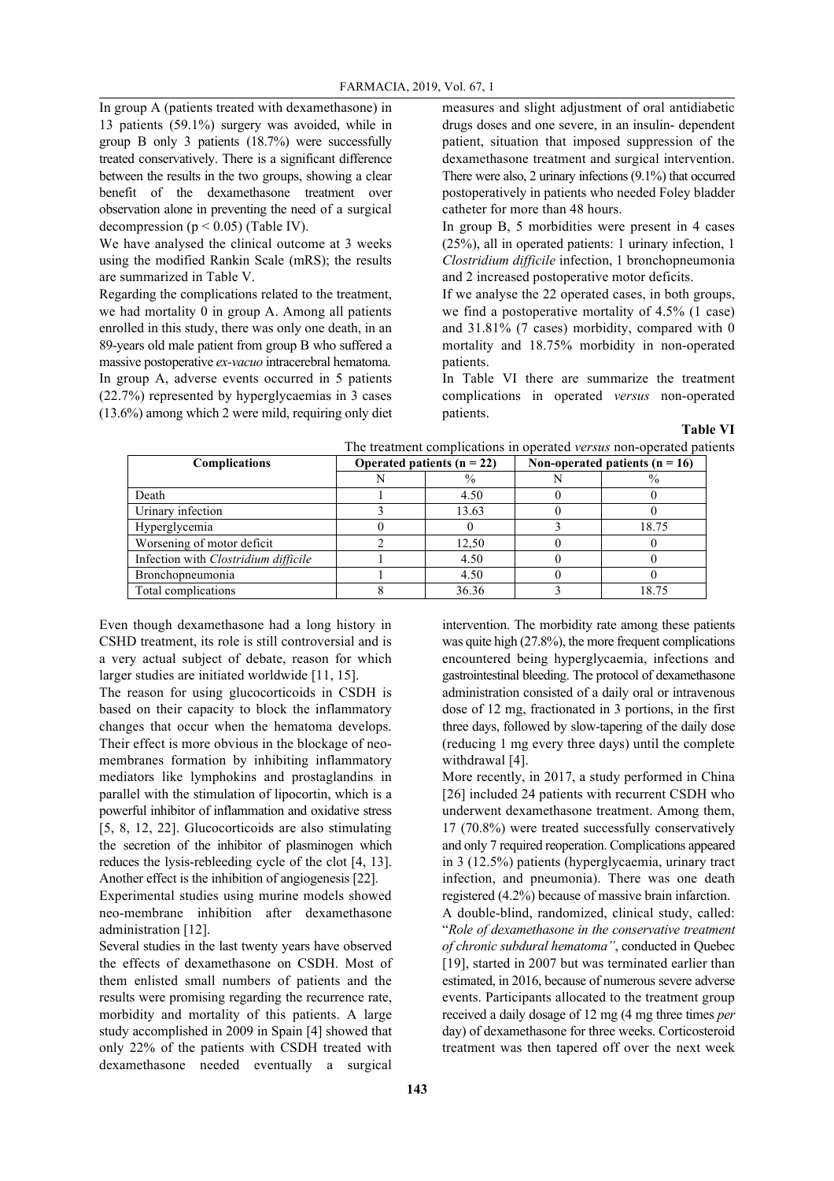In group A (patients treated with dexamethasone) in 13 patients (59.1%) surgery was avoided, while in group B only 3 patients (18.7%) were successfully treated conservatively. There is a significant difference between the results in the two groups, showing a clear benefit of the dexamethasone treatment over observation alone in preventing the need of a surgical decompression ($p < 0.05$) (Table IV).

We have analysed the clinical outcome at 3 weeks using the modified Rankin Scale (mRS); the results are summarized in Table V.

Regarding the complications related to the treatment, we had mortality 0 in group A. Among all patients enrolled in this study, there was only one death, in an 89-years old male patient from group B who suffered a massive postoperative *ex-vacuo* intracerebral hematoma. In group A, adverse events occurred in 5 patients (22.7%) represented by hyperglycaemias in 3 cases (13.6%) among which 2 were mild, requiring only diet measures and slight adjustment of oral antidiabetic drugs doses and one severe, in an insulin- dependent patient, situation that imposed suppression of the dexamethasone treatment and surgical intervention. There were also, 2 urinary infections (9.1%) that occurred postoperatively in patients who needed Foley bladder catheter for more than 48 hours.

In group B, 5 morbidities were present in 4 cases (25%), all in operated patients: 1 urinary infection, 1 *Clostridium difficile* infection, 1 bronchopneumonia and 2 increased postoperative motor deficits.

If we analyse the 22 operated cases, in both groups, we find a postoperative mortality of 4.5% (1 case) and 31.81% (7 cases) morbidity, compared with 0 mortality and 18.75% morbidity in non-operated patients.

In Table VI there are summarize the treatment complications in operated *versus* non-operated patients.

**Table VI**

The treatment complications in operated *versus* non-operated patients

| Complications | Operated patients (n = 22) | | Non-operated patients (n = 16) | |
|---|---|---|---|---|
| | N | % | N | % |
| Death | 1 | 4.50 | 0 | 0 |
| Urinary infection | 3 | 13.63 | 0 | 0 |
| Hyperglycemia | 0 | 0 | 3 | 18.75 |
| Worsening of motor deficit | 2 | 12,50 | 0 | 0 |
| Infection with *Clostridium difficile* | 1 | 4.50 | 0 | 0 |
| Bronchopneumonia | 1 | 4.50 | 0 | 0 |
| Total complications | 8 | 36.36 | 3 | 18.75 |

Even though dexamethasone had a long history in CSHD treatment, its role is still controversial and is a very actual subject of debate, reason for which larger studies are initiated worldwide [11, 15].

The reason for using glucocorticoids in CSDH is based on their capacity to block the inflammatory changes that occur when the hematoma develops. Their effect is more obvious in the blockage of neo-membranes formation by inhibiting inflammatory mediators like lymphokins and prostaglandins in parallel with the stimulation of lipocortin, which is a powerful inhibitor of inflammation and oxidative stress [5, 8, 12, 22]. Glucocorticoids are also stimulating the secretion of the inhibitor of plasminogen which reduces the lysis-rebleeding cycle of the clot [4, 13]. Another effect is the inhibition of angiogenesis [22].

Experimental studies using murine models showed neo-membrane inhibition after dexamethasone administration [12].

Several studies in the last twenty years have observed the effects of dexamethasone on CSDH. Most of them enlisted small numbers of patients and the results were promising regarding the recurrence rate, morbidity and mortality of this patients. A large study accomplished in 2009 in Spain [4] showed that only 22% of the patients with CSDH treated with dexamethasone needed eventually a surgical intervention. The morbidity rate among these patients was quite high (27.8%), the more frequent complications encountered being hyperglycaemia, infections and gastrointestinal bleeding. The protocol of dexamethasone administration consisted of a daily oral or intravenous dose of 12 mg, fractionated in 3 portions, in the first three days, followed by slow-tapering of the daily dose (reducing 1 mg every three days) until the complete withdrawal [4].

More recently, in 2017, a study performed in China [26] included 24 patients with recurrent CSDH who underwent dexamethasone treatment. Among them, 17 (70.8%) were treated successfully conservatively and only 7 required reoperation. Complications appeared in 3 (12.5%) patients (hyperglycaemia, urinary tract infection, and pneumonia). There was one death registered (4.2%) because of massive brain infarction.

A double-blind, randomized, clinical study, called: "*Role of dexamethasone in the conservative treatment of chronic subdural hematoma"*, conducted in Quebec [19], started in 2007 but was terminated earlier than estimated, in 2016, because of numerous severe adverse events. Participants allocated to the treatment group received a daily dosage of 12 mg (4 mg three times *per* day) of dexamethasone for three weeks. Corticosteroid treatment was then tapered off over the next week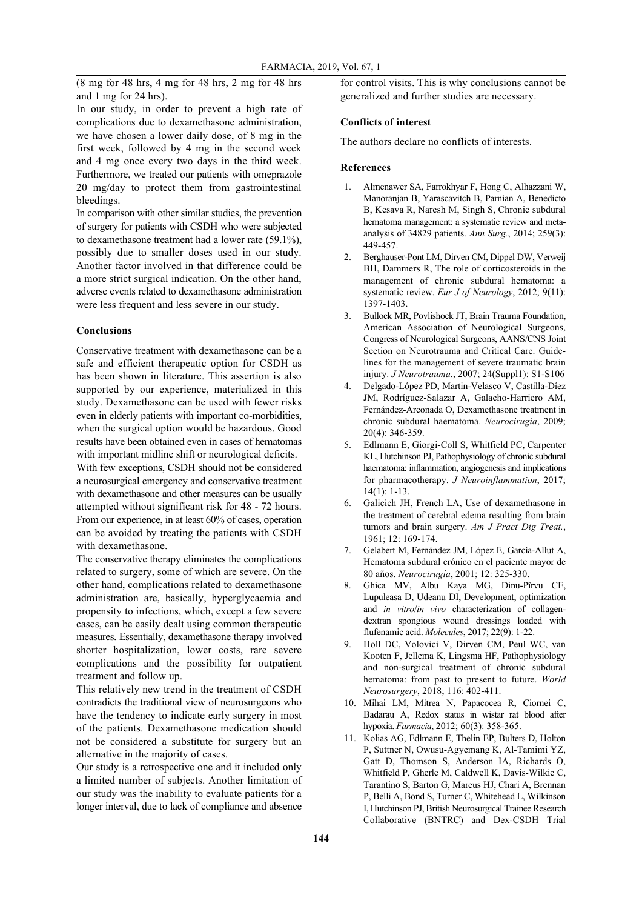(8 mg for 48 hrs, 4 mg for 48 hrs, 2 mg for 48 hrs and 1 mg for 24 hrs).

In our study, in order to prevent a high rate of complications due to dexamethasone administration, we have chosen a lower daily dose, of 8 mg in the first week, followed by 4 mg in the second week and 4 mg once every two days in the third week. Furthermore, we treated our patients with omeprazole 20 mg/day to protect them from gastrointestinal bleedings.

In comparison with other similar studies, the prevention of surgery for patients with CSDH who were subjected to dexamethasone treatment had a lower rate (59.1%), possibly due to smaller doses used in our study. Another factor involved in that difference could be a more strict surgical indication. On the other hand, adverse events related to dexamethasone administration were less frequent and less severe in our study.

## Conclusions

Conservative treatment with dexamethasone can be a safe and efficient therapeutic option for CSDH as has been shown in literature. This assertion is also supported by our experience, materialized in this study. Dexamethasone can be used with fewer risks even in elderly patients with important co-morbidities, when the surgical option would be hazardous. Good results have been obtained even in cases of hematomas with important midline shift or neurological deficits.

With few exceptions, CSDH should not be considered a neurosurgical emergency and conservative treatment with dexamethasone and other measures can be usually attempted without significant risk for 48 - 72 hours. From our experience, in at least 60% of cases, operation can be avoided by treating the patients with CSDH with dexamethasone.

The conservative therapy eliminates the complications related to surgery, some of which are severe. On the other hand, complications related to dexamethasone administration are, basically, hyperglycaemia and propensity to infections, which, except a few severe cases, can be easily dealt using common therapeutic measures. Essentially, dexamethasone therapy involved shorter hospitalization, lower costs, rare severe complications and the possibility for outpatient treatment and follow up.

This relatively new trend in the treatment of CSDH contradicts the traditional view of neurosurgeons who have the tendency to indicate early surgery in most of the patients. Dexamethasone medication should not be considered a substitute for surgery but an alternative in the majority of cases.

Our study is a retrospective one and it included only a limited number of subjects. Another limitation of our study was the inability to evaluate patients for a longer interval, due to lack of compliance and absence for control visits. This is why conclusions cannot be generalized and further studies are necessary.

## Conflicts of interest

The authors declare no conflicts of interests.

## References

1. Almenawer SA, Farrokhyar F, Hong C, Alhazzani W, Manoranjan B, Yarascavitch B, Parnian A, Benedicto B, Kesava R, Naresh M, Singh S, Chronic subdural hematoma management: a systematic review and meta-analysis of 34829 patients. *Ann Surg.*, 2014; 259(3): 449-457.
2. Berghauser-Pont LM, Dirven CM, Dippel DW, Verweij BH, Dammers R, The role of corticosteroids in the management of chronic subdural hematoma: a systematic review. *Eur J of Neurology*, 2012; 9(11): 1397-1403.
3. Bullock MR, Povlishock JT, Brain Trauma Foundation, American Association of Neurological Surgeons, Congress of Neurological Surgeons, AANS/CNS Joint Section on Neurotrauma and Critical Care. Guidelines for the management of severe traumatic brain injury. *J Neurotrauma.*, 2007; 24(Suppl1): S1-S106
4. Delgado-López PD, Martin-Velasco V, Castilla-Díez JM, Rodríguez-Salazar A, Galacho-Harriero AM, Fernández-Arconada O, Dexamethasone treatment in chronic subdural haematoma. *Neurocirugia*, 2009; 20(4): 346-359.
5. Edlmann E, Giorgi-Coll S, Whitfield PC, Carpenter KL, Hutchinson PJ, Pathophysiology of chronic subdural haematoma: inflammation, angiogenesis and implications for pharmacotherapy. *J Neuroinflammation*, 2017; 14(1): 1-13.
6. Galicich JH, French LA, Use of dexamethasone in the treatment of cerebral edema resulting from brain tumors and brain surgery. *Am J Pract Dig Treat.*, 1961; 12: 169-174.
7. Gelabert M, Fernández JM, López E, García-Allut A, Hematoma subdural crónico en el paciente mayor de 80 años. *Neurocirugía*, 2001; 12: 325-330.
8. Ghica MV, Albu Kaya MG, Dinu-Pîrvu CE, Lupuleasa D, Udeanu DI, Development, optimization and *in vitro*/*in vivo* characterization of collagen-dextran spongious wound dressings loaded with flufenamic acid. *Molecules*, 2017; 22(9): 1-22.
9. Holl DC, Volovici V, Dirven CM, Peul WC, van Kooten F, Jellema K, Lingsma HF, Pathophysiology and non-surgical treatment of chronic subdural hematoma: from past to present to future. *World Neurosurgery*, 2018; 116: 402-411.
10. Mihai LM, Mitrea N, Papacocea R, Ciornei C, Badarau A, Redox status in wistar rat blood after hypoxia. *Farmacia*, 2012; 60(3): 358-365.
11. Kolias AG, Edlmann E, Thelin EP, Bulters D, Holton P, Suttner N, Owusu-Agyemang K, Al-Tamimi YZ, Gatt D, Thomson S, Anderson IA, Richards O, Whitfield P, Gherle M, Caldwell K, Davis-Wilkie C, Tarantino S, Barton G, Marcus HJ, Chari A, Brennan P, Belli A, Bond S, Turner C, Whitehead L, Wilkinson I, Hutchinson PJ, British Neurosurgical Trainee Research Collaborative (BNTRC) and Dex-CSDH Trial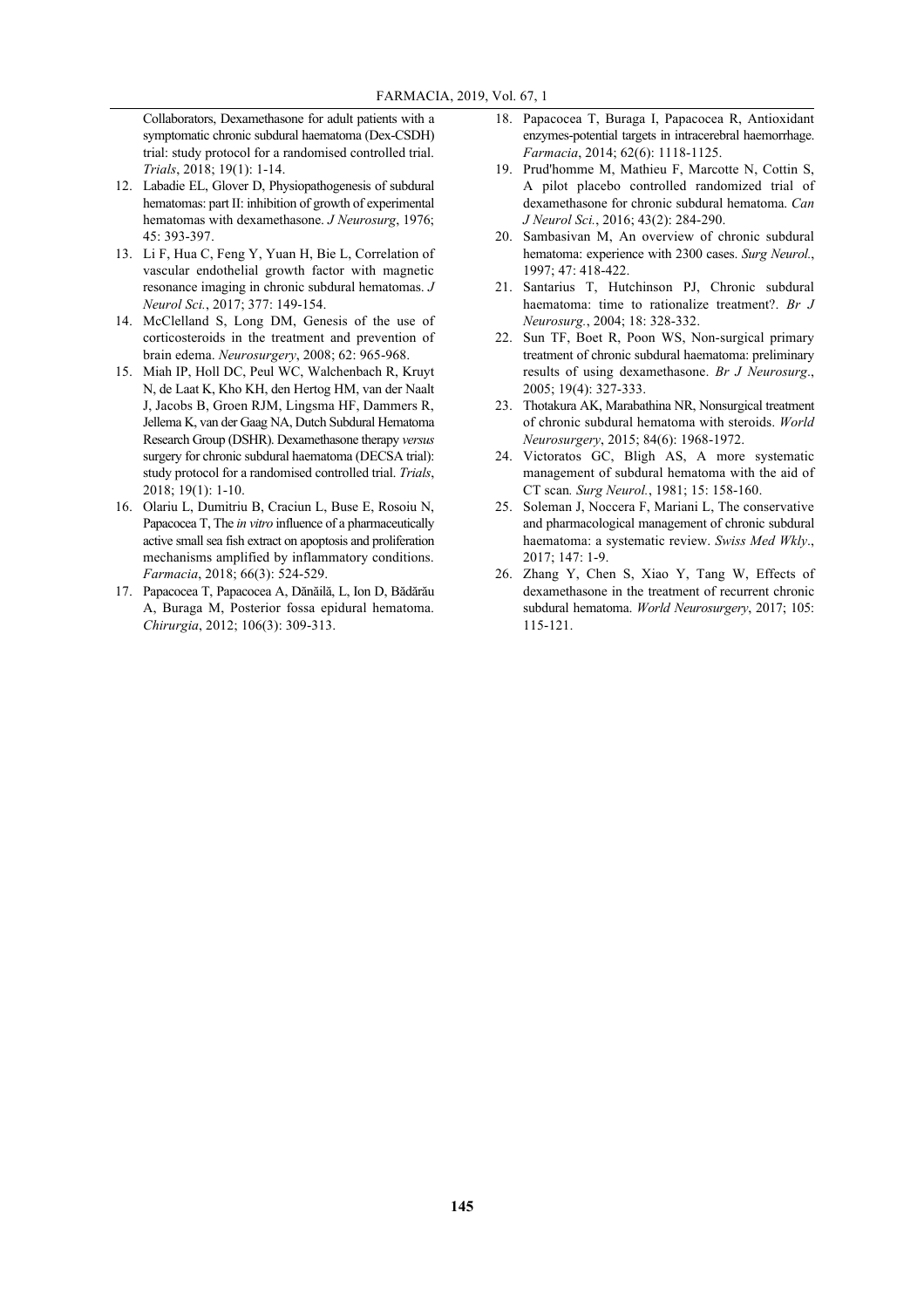Collaborators, Dexamethasone for adult patients with a symptomatic chronic subdural haematoma (Dex-CSDH) trial: study protocol for a randomised controlled trial. *Trials*, 2018; 19(1): 1-14.

12. Labadie EL, Glover D, Physiopathogenesis of subdural hematomas: part II: inhibition of growth of experimental hematomas with dexamethasone. *J Neurosurg*, 1976; 45: 393-397.
13. Li F, Hua C, Feng Y, Yuan H, Bie L, Correlation of vascular endothelial growth factor with magnetic resonance imaging in chronic subdural hematomas. *J Neurol Sci.*, 2017; 377: 149-154.
14. McClelland S, Long DM, Genesis of the use of corticosteroids in the treatment and prevention of brain edema. *Neurosurgery*, 2008; 62: 965-968.
15. Miah IP, Holl DC, Peul WC, Walchenbach R, Kruyt N, de Laat K, Kho KH, den Hertog HM, van der Naalt J, Jacobs B, Groen RJM, Lingsma HF, Dammers R, Jellema K, van der Gaag NA, Dutch Subdural Hematoma Research Group (DSHR). Dexamethasone therapy *versus* surgery for chronic subdural haematoma (DECSA trial): study protocol for a randomised controlled trial. *Trials*, 2018; 19(1): 1-10.
16. Olariu L, Dumitriu B, Craciun L, Buse E, Rosoiu N, Papacocea T, The *in vitro* influence of a pharmaceutically active small sea fish extract on apoptosis and proliferation mechanisms amplified by inflammatory conditions. *Farmacia*, 2018; 66(3): 524-529.
17. Papacocea T, Papacocea A, Dănăilă, L, Ion D, Bădărău A, Buraga M, Posterior fossa epidural hematoma. *Chirurgia*, 2012; 106(3): 309-313.
18. Papacocea T, Buraga I, Papacocea R, Antioxidant enzymes-potential targets in intracerebral haemorrhage. *Farmacia*, 2014; 62(6): 1118-1125.
19. Prud'homme M, Mathieu F, Marcotte N, Cottin S, A pilot placebo controlled randomized trial of dexamethasone for chronic subdural hematoma. *Can J Neurol Sci.*, 2016; 43(2): 284-290.
20. Sambasivan M, An overview of chronic subdural hematoma: experience with 2300 cases. *Surg Neurol.*, 1997; 47: 418-422.
21. Santarius T, Hutchinson PJ, Chronic subdural haematoma: time to rationalize treatment?. *Br J Neurosurg.*, 2004; 18: 328-332.
22. Sun TF, Boet R, Poon WS, Non-surgical primary treatment of chronic subdural haematoma: preliminary results of using dexamethasone. *Br J Neurosurg.*, 2005; 19(4): 327-333.
23. Thotakura AK, Marabathina NR, Nonsurgical treatment of chronic subdural hematoma with steroids. *World Neurosurgery*, 2015; 84(6): 1968-1972.
24. Victoratos GC, Bligh AS, A more systematic management of subdural hematoma with the aid of CT scan. *Surg Neurol.*, 1981; 15: 158-160.
25. Soleman J, Noccera F, Mariani L, The conservative and pharmacological management of chronic subdural haematoma: a systematic review. *Swiss Med Wkly.*, 2017; 147: 1-9.
26. Zhang Y, Chen S, Xiao Y, Tang W, Effects of dexamethasone in the treatment of recurrent chronic subdural hematoma. *World Neurosurgery*, 2017; 105: 115-121.